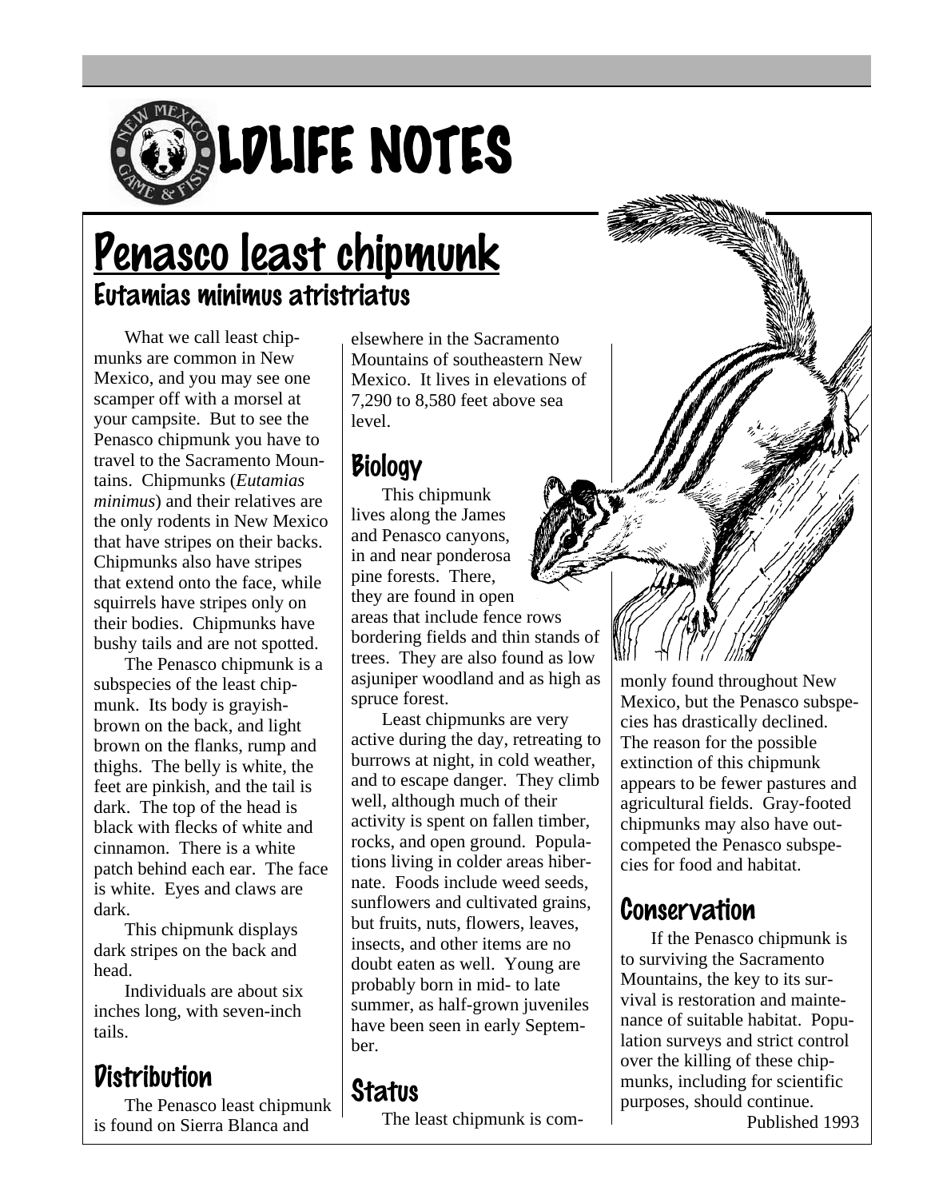# WILDLIFE NOTES

## Penasco least chipmunk

### Eutamias minimus atristriatus

What we call least chipmunks are common in New Mexico, and you may see one scamper off with a morsel at your campsite. But to see the Penasco chipmunk you have to travel to the Sacramento Mountains. Chipmunks (*Eutamias minimus*) and their relatives are the only rodents in New Mexico that have stripes on their backs. Chipmunks also have stripes that extend onto the face, while squirrels have stripes only on their bodies. Chipmunks have bushy tails and are not spotted.

The Penasco chipmunk is a subspecies of the least chipmunk. Its body is grayish-brown on the back, and light brown on the flanks, rump and thighs. The belly is white, the feet are pinkish, and the tail is dark. The top of the head is black with flecks of white and cinnamon. There is a white patch behind each ear. The face is white. Eyes and claws are dark.

This chipmunk displays dark stripes on the back and head.

Individuals are about six inches long, with seven-inch tails.

## Distribution

The Penasco least chipmunk is found on Sierra Blanca and elsewhere in the Sacramento Mountains of southeastern New Mexico. It lives in elevations of 7,290 to 8,580 feet above sea level.

## Biology

This chipmunk lives along the James and Penasco canyons, in and near ponderosa pine forests. There, they are found in open areas that include fence rows bordering fields and thin stands of trees. They are also found as low asjuniper woodland and as high as spruce forest.

Least chipmunks are very active during the day, retreating to burrows at night, in cold weather, and to escape danger. They climb well, although much of their activity is spent on fallen timber, rocks, and open ground. Populations living in colder areas hibernate. Foods include weed seeds, sunflowers and cultivated grains, but fruits, nuts, flowers, leaves, insects, and other items are no doubt eaten as well. Young are probably born in mid- to late summer, as half-grown juveniles have been seen in early September.

## Status

The least chipmunk is commonly found throughout New Mexico, but the Penasco subspecies has drastically declined. The reason for the possible extinction of this chipmunk appears to be fewer pastures and agricultural fields. Gray-footed chipmunks may also have outcompeted the Penasco subspecies for food and habitat.

## Conservation

If the Penasco chipmunk is to surviving the Sacramento Mountains, the key to its survival is restoration and maintenance of suitable habitat. Population surveys and strict control over the killing of these chipmunks, including for scientific purposes, should continue.

Published 1993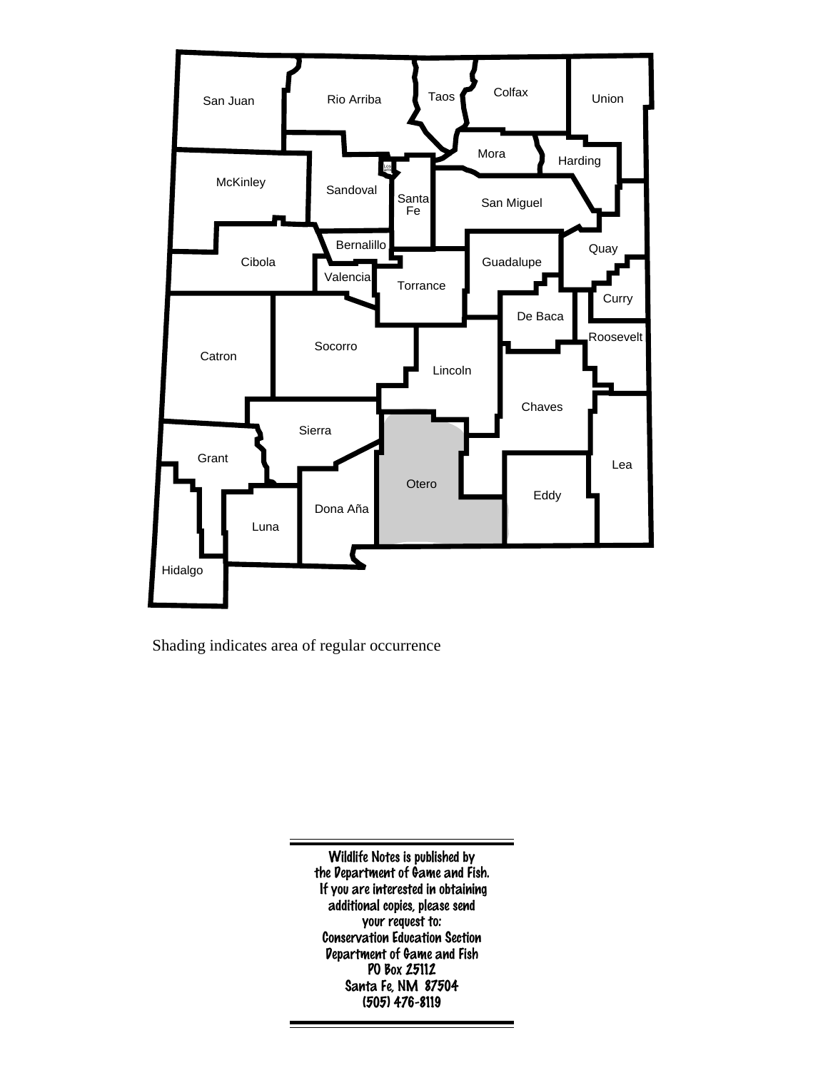San Juan
Rio Arriba
Taos
Colfax
Union
Mora
Harding
McKinley
Sandoval
Los Alamos
Santa Fe
San Miguel
Bernalillo
Quay
Cibola
Valencia
Torrance
Guadalupe
Curry
De Baca
Roosevelt
Catron
Socorro
Lincoln
Chaves
Sierra
Grant
Lea
Otero
Eddy
Dona Aña
Luna
Hidalgo

Shading indicates area of regular occurrence

Wildlife Notes is published by
the Department of Game and Fish.
If you are interested in obtaining
additional copies, please send
your request to:
Conservation Education Section
Department of Game and Fish
PO Box 25112
Santa Fe, NM 87504
(505) 476-8119